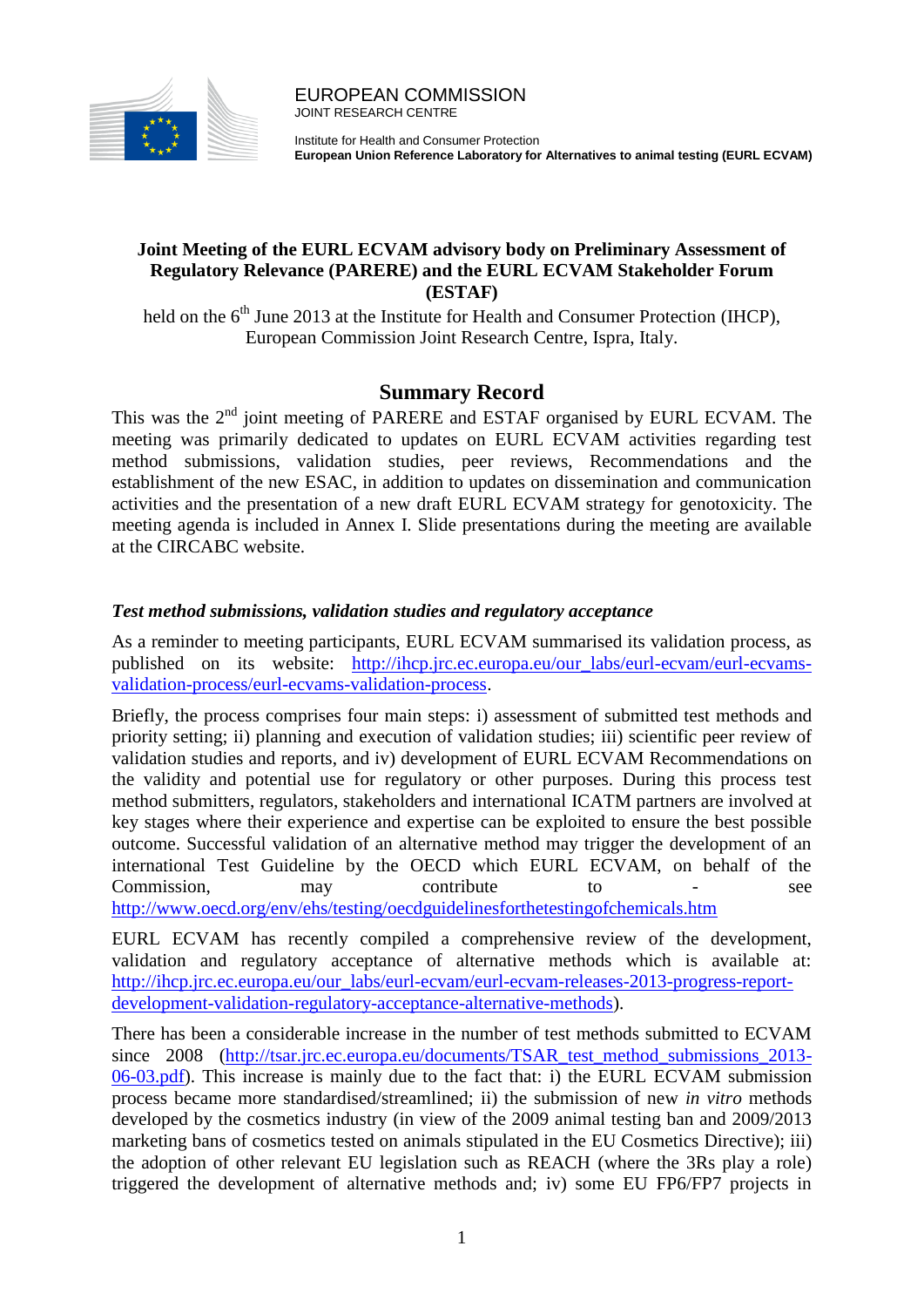EUROPEAN COMMISSION
JOINT RESEARCH CENTRE

Institute for Health and Consumer Protection
**European Union Reference Laboratory for Alternatives to animal testing (EURL ECVAM)**

**Joint Meeting of the EURL ECVAM advisory body on Preliminary Assessment of Regulatory Relevance (PARERE) and the EURL ECVAM Stakeholder Forum (ESTAF)**

held on the 6th June 2013 at the Institute for Health and Consumer Protection (IHCP), European Commission Joint Research Centre, Ispra, Italy.

## Summary Record

This was the 2nd joint meeting of PARERE and ESTAF organised by EURL ECVAM. The meeting was primarily dedicated to updates on EURL ECVAM activities regarding test method submissions, validation studies, peer reviews, Recommendations and the establishment of the new ESAC, in addition to updates on dissemination and communication activities and the presentation of a new draft EURL ECVAM strategy for genotoxicity. The meeting agenda is included in Annex I. Slide presentations during the meeting are available at the CIRCABC website.

### *Test method submissions, validation studies and regulatory acceptance*

As a reminder to meeting participants, EURL ECVAM summarised its validation process, as published on its website: http://ihcp.jrc.ec.europa.eu/our_labs/eurl-ecvam/eurl-ecvams-validation-process/eurl-ecvams-validation-process.

Briefly, the process comprises four main steps: i) assessment of submitted test methods and priority setting; ii) planning and execution of validation studies; iii) scientific peer review of validation studies and reports, and iv) development of EURL ECVAM Recommendations on the validity and potential use for regulatory or other purposes. During this process test method submitters, regulators, stakeholders and international ICATM partners are involved at key stages where their experience and expertise can be exploited to ensure the best possible outcome. Successful validation of an alternative method may trigger the development of an international Test Guideline by the OECD which EURL ECVAM, on behalf of the Commission, may contribute to - see http://www.oecd.org/env/ehs/testing/oecdguidelinesforthetestingofchemicals.htm

EURL ECVAM has recently compiled a comprehensive review of the development, validation and regulatory acceptance of alternative methods which is available at: http://ihcp.jrc.ec.europa.eu/our_labs/eurl-ecvam/eurl-ecvam-releases-2013-progress-report-development-validation-regulatory-acceptance-alternative-methods).

There has been a considerable increase in the number of test methods submitted to ECVAM since 2008 (http://tsar.jrc.ec.europa.eu/documents/TSAR_test_method_submissions_2013-06-03.pdf). This increase is mainly due to the fact that: i) the EURL ECVAM submission process became more standardised/streamlined; ii) the submission of new *in vitro* methods developed by the cosmetics industry (in view of the 2009 animal testing ban and 2009/2013 marketing bans of cosmetics tested on animals stipulated in the EU Cosmetics Directive); iii) the adoption of other relevant EU legislation such as REACH (where the 3Rs play a role) triggered the development of alternative methods and; iv) some EU FP6/FP7 projects in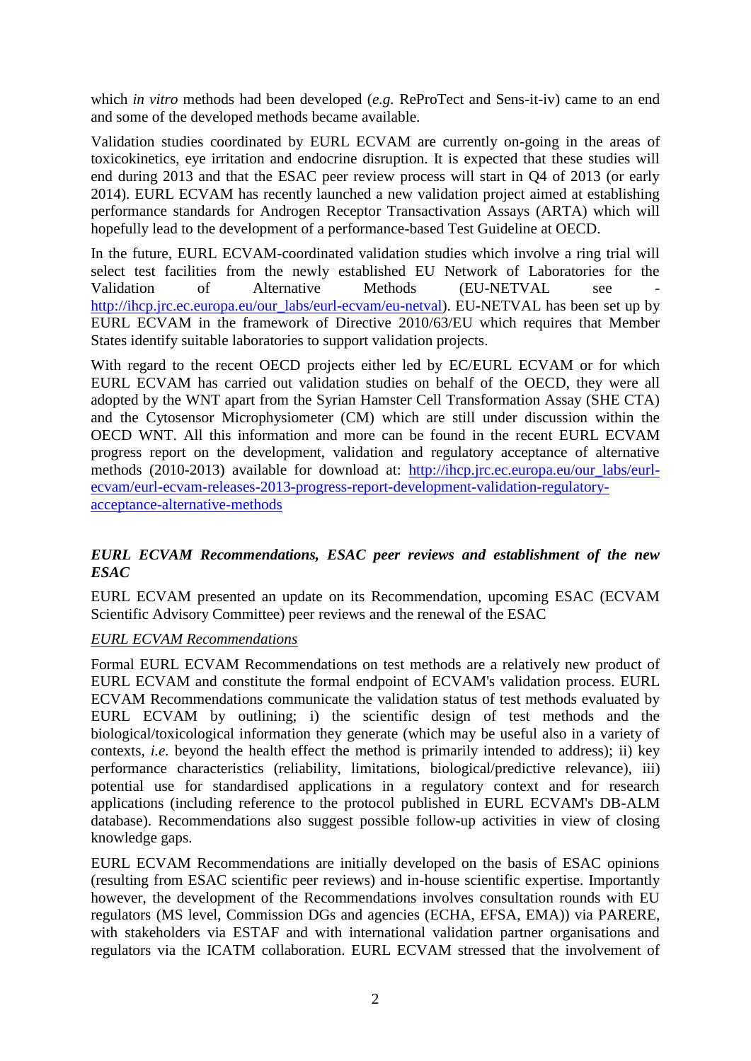which *in vitro* methods had been developed (*e.g.* ReProTect and Sens-it-iv) came to an end and some of the developed methods became available.

Validation studies coordinated by EURL ECVAM are currently on-going in the areas of toxicokinetics, eye irritation and endocrine disruption. It is expected that these studies will end during 2013 and that the ESAC peer review process will start in Q4 of 2013 (or early 2014). EURL ECVAM has recently launched a new validation project aimed at establishing performance standards for Androgen Receptor Transactivation Assays (ARTA) which will hopefully lead to the development of a performance-based Test Guideline at OECD.

In the future, EURL ECVAM-coordinated validation studies which involve a ring trial will select test facilities from the newly established EU Network of Laboratories for the Validation of Alternative Methods (EU-NETVAL see - http://ihcp.jrc.ec.europa.eu/our_labs/eurl-ecvam/eu-netval). EU-NETVAL has been set up by EURL ECVAM in the framework of Directive 2010/63/EU which requires that Member States identify suitable laboratories to support validation projects.

With regard to the recent OECD projects either led by EC/EURL ECVAM or for which EURL ECVAM has carried out validation studies on behalf of the OECD, they were all adopted by the WNT apart from the Syrian Hamster Cell Transformation Assay (SHE CTA) and the Cytosensor Microphysiometer (CM) which are still under discussion within the OECD WNT. All this information and more can be found in the recent EURL ECVAM progress report on the development, validation and regulatory acceptance of alternative methods (2010-2013) available for download at: http://ihcp.jrc.ec.europa.eu/our_labs/eurl-ecvam/eurl-ecvam-releases-2013-progress-report-development-validation-regulatory-acceptance-alternative-methods

### *EURL ECVAM Recommendations, ESAC peer reviews and establishment of the new ESAC*

EURL ECVAM presented an update on its Recommendation, upcoming ESAC (ECVAM Scientific Advisory Committee) peer reviews and the renewal of the ESAC

#### EURL ECVAM Recommendations

Formal EURL ECVAM Recommendations on test methods are a relatively new product of EURL ECVAM and constitute the formal endpoint of ECVAM's validation process. EURL ECVAM Recommendations communicate the validation status of test methods evaluated by EURL ECVAM by outlining; i) the scientific design of test methods and the biological/toxicological information they generate (which may be useful also in a variety of contexts, *i.e.* beyond the health effect the method is primarily intended to address); ii) key performance characteristics (reliability, limitations, biological/predictive relevance), iii) potential use for standardised applications in a regulatory context and for research applications (including reference to the protocol published in EURL ECVAM's DB-ALM database). Recommendations also suggest possible follow-up activities in view of closing knowledge gaps.

EURL ECVAM Recommendations are initially developed on the basis of ESAC opinions (resulting from ESAC scientific peer reviews) and in-house scientific expertise. Importantly however, the development of the Recommendations involves consultation rounds with EU regulators (MS level, Commission DGs and agencies (ECHA, EFSA, EMA)) via PARERE, with stakeholders via ESTAF and with international validation partner organisations and regulators via the ICATM collaboration. EURL ECVAM stressed that the involvement of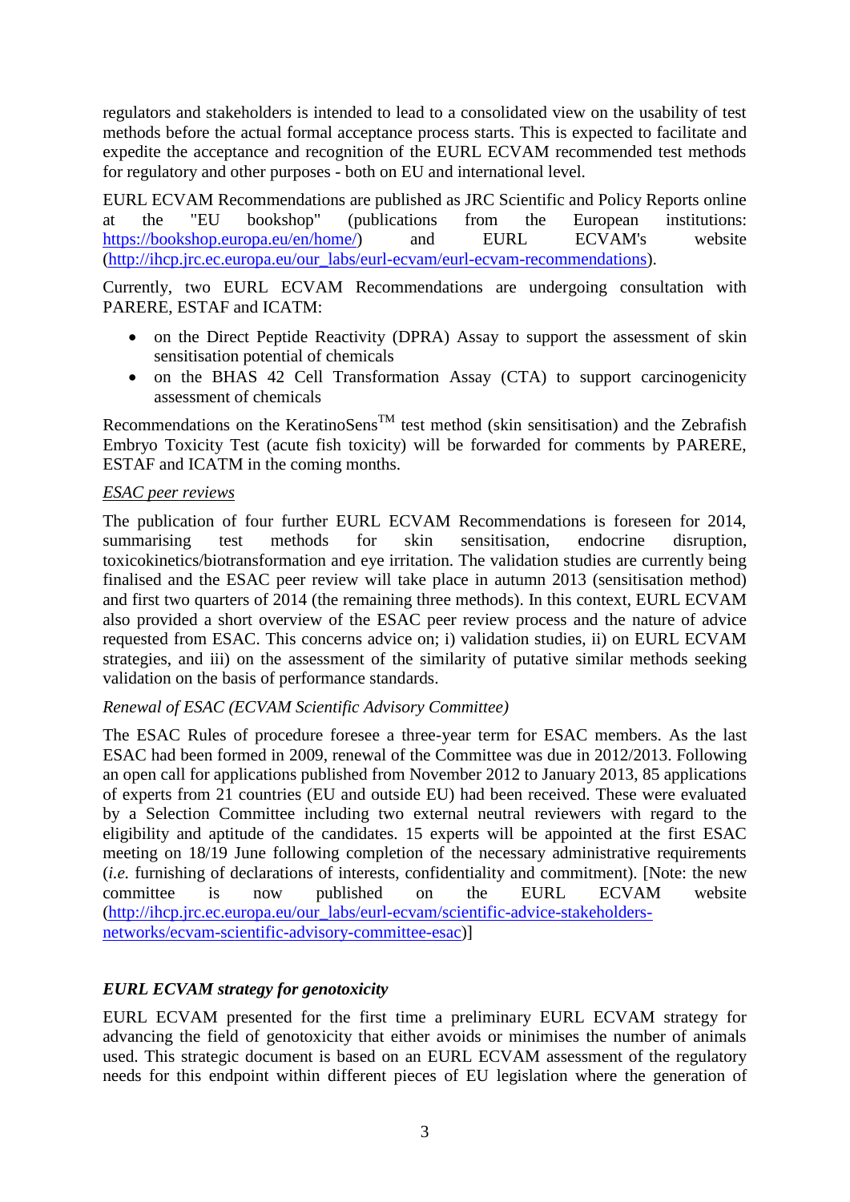regulators and stakeholders is intended to lead to a consolidated view on the usability of test methods before the actual formal acceptance process starts. This is expected to facilitate and expedite the acceptance and recognition of the EURL ECVAM recommended test methods for regulatory and other purposes - both on EU and international level.

EURL ECVAM Recommendations are published as JRC Scientific and Policy Reports online at the "EU bookshop" (publications from the European institutions: https://bookshop.europa.eu/en/home/) and EURL ECVAM's website (http://ihcp.jrc.ec.europa.eu/our_labs/eurl-ecvam/eurl-ecvam-recommendations).

Currently, two EURL ECVAM Recommendations are undergoing consultation with PARERE, ESTAF and ICATM:

- on the Direct Peptide Reactivity (DPRA) Assay to support the assessment of skin sensitisation potential of chemicals
- on the BHAS 42 Cell Transformation Assay (CTA) to support carcinogenicity assessment of chemicals

Recommendations on the KeratinoSens™ test method (skin sensitisation) and the Zebrafish Embryo Toxicity Test (acute fish toxicity) will be forwarded for comments by PARERE, ESTAF and ICATM in the coming months.

*ESAC peer reviews*

The publication of four further EURL ECVAM Recommendations is foreseen for 2014, summarising test methods for skin sensitisation, endocrine disruption, toxicokinetics/biotransformation and eye irritation. The validation studies are currently being finalised and the ESAC peer review will take place in autumn 2013 (sensitisation method) and first two quarters of 2014 (the remaining three methods). In this context, EURL ECVAM also provided a short overview of the ESAC peer review process and the nature of advice requested from ESAC. This concerns advice on; i) validation studies, ii) on EURL ECVAM strategies, and iii) on the assessment of the similarity of putative similar methods seeking validation on the basis of performance standards.

*Renewal of ESAC (ECVAM Scientific Advisory Committee)*

The ESAC Rules of procedure foresee a three-year term for ESAC members. As the last ESAC had been formed in 2009, renewal of the Committee was due in 2012/2013. Following an open call for applications published from November 2012 to January 2013, 85 applications of experts from 21 countries (EU and outside EU) had been received. These were evaluated by a Selection Committee including two external neutral reviewers with regard to the eligibility and aptitude of the candidates. 15 experts will be appointed at the first ESAC meeting on 18/19 June following completion of the necessary administrative requirements (*i.e.* furnishing of declarations of interests, confidentiality and commitment). [Note: the new committee is now published on the EURL ECVAM website (http://ihcp.jrc.ec.europa.eu/our_labs/eurl-ecvam/scientific-advice-stakeholders-networks/ecvam-scientific-advisory-committee-esac)]

***EURL ECVAM strategy for genotoxicity***

EURL ECVAM presented for the first time a preliminary EURL ECVAM strategy for advancing the field of genotoxicity that either avoids or minimises the number of animals used. This strategic document is based on an EURL ECVAM assessment of the regulatory needs for this endpoint within different pieces of EU legislation where the generation of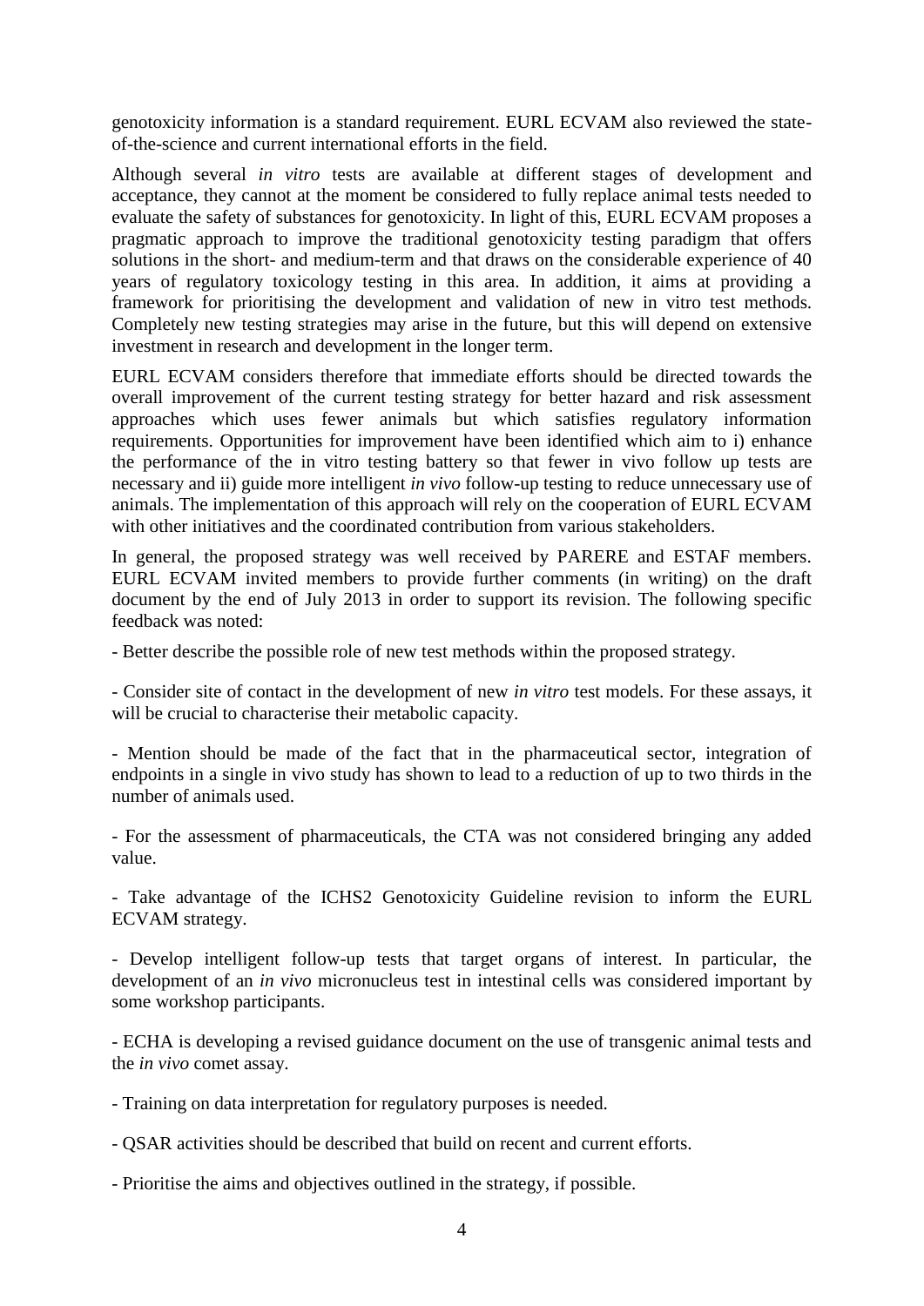genotoxicity information is a standard requirement. EURL ECVAM also reviewed the state-of-the-science and current international efforts in the field.

Although several *in vitro* tests are available at different stages of development and acceptance, they cannot at the moment be considered to fully replace animal tests needed to evaluate the safety of substances for genotoxicity. In light of this, EURL ECVAM proposes a pragmatic approach to improve the traditional genotoxicity testing paradigm that offers solutions in the short- and medium-term and that draws on the considerable experience of 40 years of regulatory toxicology testing in this area. In addition, it aims at providing a framework for prioritising the development and validation of new in vitro test methods. Completely new testing strategies may arise in the future, but this will depend on extensive investment in research and development in the longer term.

EURL ECVAM considers therefore that immediate efforts should be directed towards the overall improvement of the current testing strategy for better hazard and risk assessment approaches which uses fewer animals but which satisfies regulatory information requirements. Opportunities for improvement have been identified which aim to i) enhance the performance of the in vitro testing battery so that fewer in vivo follow up tests are necessary and ii) guide more intelligent *in vivo* follow-up testing to reduce unnecessary use of animals. The implementation of this approach will rely on the cooperation of EURL ECVAM with other initiatives and the coordinated contribution from various stakeholders.

In general, the proposed strategy was well received by PARERE and ESTAF members. EURL ECVAM invited members to provide further comments (in writing) on the draft document by the end of July 2013 in order to support its revision. The following specific feedback was noted:

- Better describe the possible role of new test methods within the proposed strategy.

- Consider site of contact in the development of new *in vitro* test models. For these assays, it will be crucial to characterise their metabolic capacity.

- Mention should be made of the fact that in the pharmaceutical sector, integration of endpoints in a single in vivo study has shown to lead to a reduction of up to two thirds in the number of animals used.

- For the assessment of pharmaceuticals, the CTA was not considered bringing any added value.

- Take advantage of the ICHS2 Genotoxicity Guideline revision to inform the EURL ECVAM strategy.

- Develop intelligent follow-up tests that target organs of interest. In particular, the development of an *in vivo* micronucleus test in intestinal cells was considered important by some workshop participants.

- ECHA is developing a revised guidance document on the use of transgenic animal tests and the *in vivo* comet assay.

- Training on data interpretation for regulatory purposes is needed.

- QSAR activities should be described that build on recent and current efforts.

- Prioritise the aims and objectives outlined in the strategy, if possible.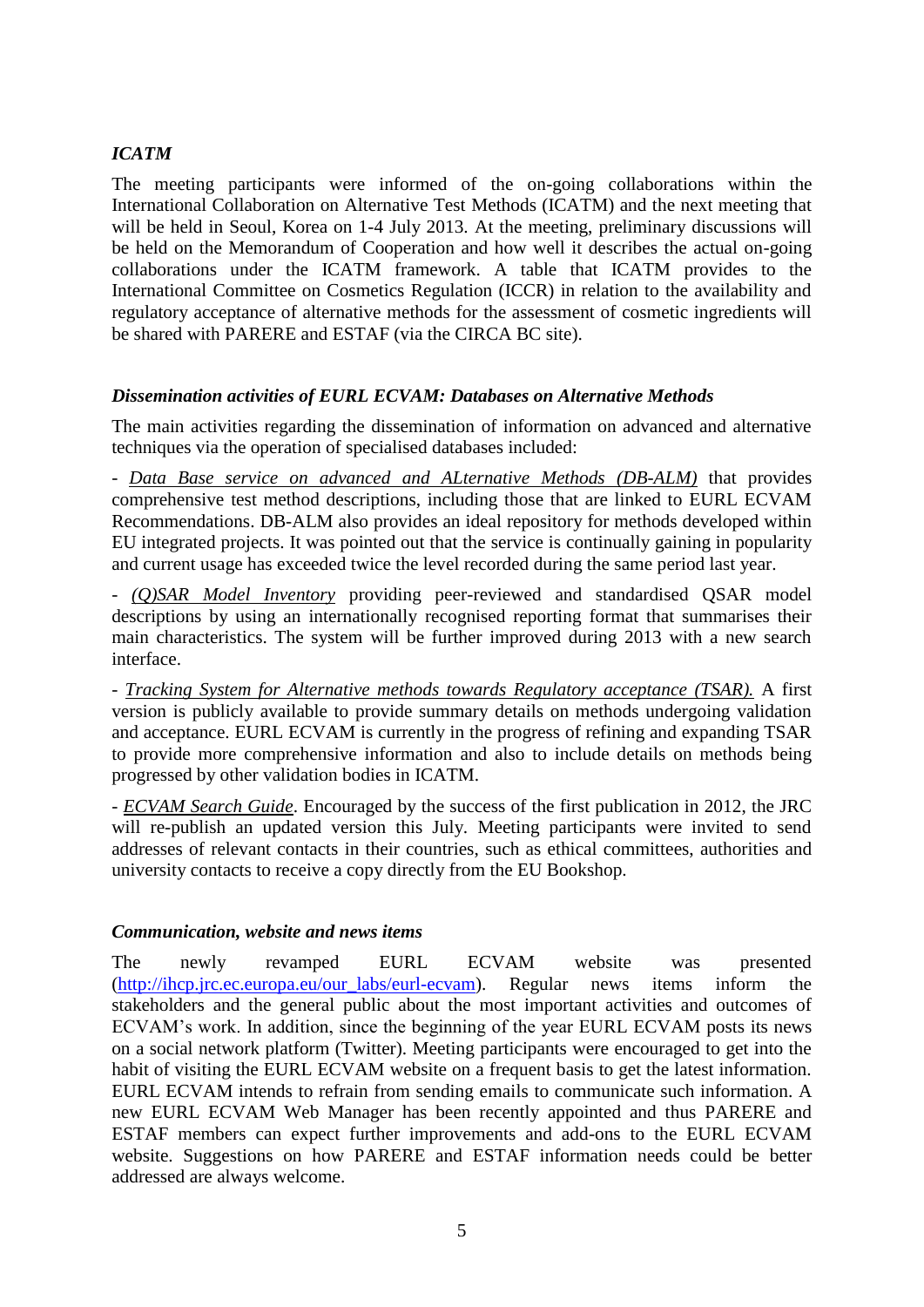### *ICATM*

The meeting participants were informed of the on-going collaborations within the International Collaboration on Alternative Test Methods (ICATM) and the next meeting that will be held in Seoul, Korea on 1-4 July 2013. At the meeting, preliminary discussions will be held on the Memorandum of Cooperation and how well it describes the actual on-going collaborations under the ICATM framework. A table that ICATM provides to the International Committee on Cosmetics Regulation (ICCR) in relation to the availability and regulatory acceptance of alternative methods for the assessment of cosmetic ingredients will be shared with PARERE and ESTAF (via the CIRCA BC site).

### *Dissemination activities of EURL ECVAM: Databases on Alternative Methods*

The main activities regarding the dissemination of information on advanced and alternative techniques via the operation of specialised databases included:

- *Data Base service on advanced and ALternative Methods (DB-ALM)* that provides comprehensive test method descriptions, including those that are linked to EURL ECVAM Recommendations. DB-ALM also provides an ideal repository for methods developed within EU integrated projects. It was pointed out that the service is continually gaining in popularity and current usage has exceeded twice the level recorded during the same period last year.

- *(Q)SAR Model Inventory* providing peer-reviewed and standardised QSAR model descriptions by using an internationally recognised reporting format that summarises their main characteristics. The system will be further improved during 2013 with a new search interface.

- *Tracking System for Alternative methods towards Regulatory acceptance (TSAR).* A first version is publicly available to provide summary details on methods undergoing validation and acceptance. EURL ECVAM is currently in the progress of refining and expanding TSAR to provide more comprehensive information and also to include details on methods being progressed by other validation bodies in ICATM.

- *ECVAM Search Guide*. Encouraged by the success of the first publication in 2012, the JRC will re-publish an updated version this July. Meeting participants were invited to send addresses of relevant contacts in their countries, such as ethical committees, authorities and university contacts to receive a copy directly from the EU Bookshop.

### *Communication, website and news items*

The newly revamped EURL ECVAM website was presented (http://ihcp.jrc.ec.europa.eu/our_labs/eurl-ecvam). Regular news items inform the stakeholders and the general public about the most important activities and outcomes of ECVAM's work. In addition, since the beginning of the year EURL ECVAM posts its news on a social network platform (Twitter). Meeting participants were encouraged to get into the habit of visiting the EURL ECVAM website on a frequent basis to get the latest information. EURL ECVAM intends to refrain from sending emails to communicate such information. A new EURL ECVAM Web Manager has been recently appointed and thus PARERE and ESTAF members can expect further improvements and add-ons to the EURL ECVAM website. Suggestions on how PARERE and ESTAF information needs could be better addressed are always welcome.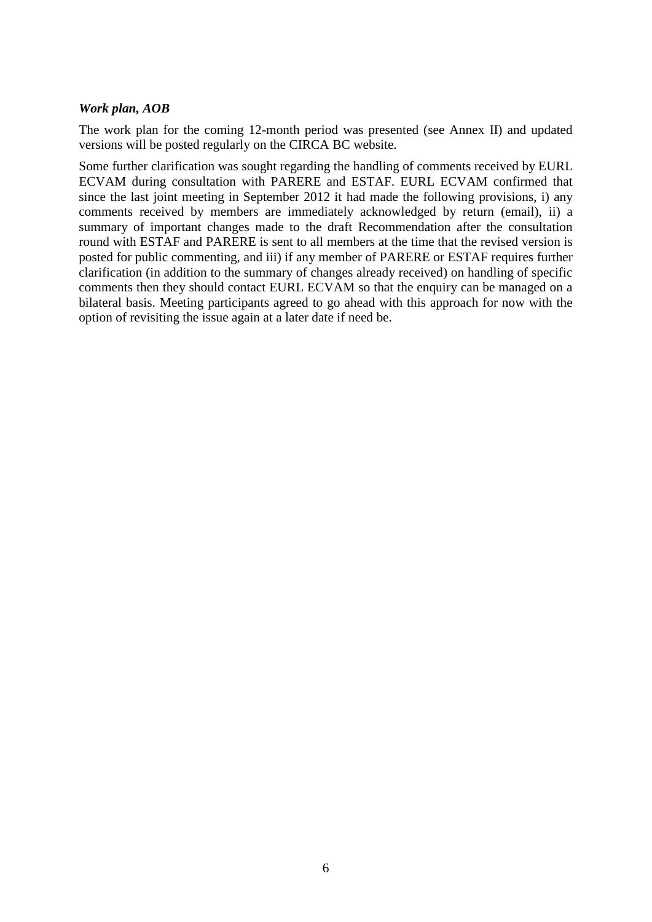***Work plan, AOB***

The work plan for the coming 12-month period was presented (see Annex II) and updated versions will be posted regularly on the CIRCA BC website.

Some further clarification was sought regarding the handling of comments received by EURL ECVAM during consultation with PARERE and ESTAF. EURL ECVAM confirmed that since the last joint meeting in September 2012 it had made the following provisions, i) any comments received by members are immediately acknowledged by return (email), ii) a summary of important changes made to the draft Recommendation after the consultation round with ESTAF and PARERE is sent to all members at the time that the revised version is posted for public commenting, and iii) if any member of PARERE or ESTAF requires further clarification (in addition to the summary of changes already received) on handling of specific comments then they should contact EURL ECVAM so that the enquiry can be managed on a bilateral basis. Meeting participants agreed to go ahead with this approach for now with the option of revisiting the issue again at a later date if need be.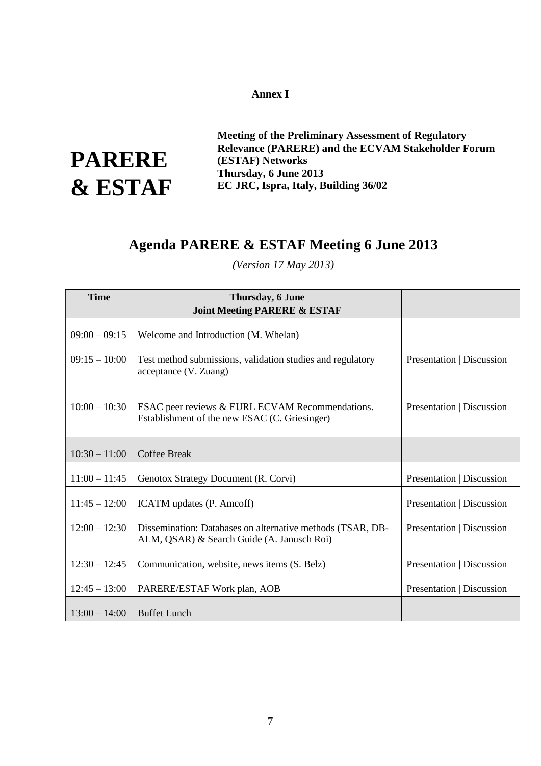**Annex I**

# PARERE & ESTAF

**Meeting of the Preliminary Assessment of Regulatory Relevance (PARERE) and the ECVAM Stakeholder Forum (ESTAF) Networks**
**Thursday, 6 June 2013**
**EC JRC, Ispra, Italy, Building 36/02**

## Agenda PARERE & ESTAF Meeting 6 June 2013

*(Version 17 May 2013)*

| Time | Thursday, 6 June<br>Joint Meeting PARERE & ESTAF | |
|---|---|---|
| 09:00 – 09:15 | Welcome and Introduction (M. Whelan) | |
| 09:15 – 10:00 | Test method submissions, validation studies and regulatory acceptance (V. Zuang) | Presentation \| Discussion |
| 10:00 – 10:30 | ESAC peer reviews & EURL ECVAM Recommendations. Establishment of the new ESAC (C. Griesinger) | Presentation \| Discussion |
| 10:30 – 11:00 | Coffee Break | |
| 11:00 – 11:45 | Genotox Strategy Document (R. Corvi) | Presentation \| Discussion |
| 11:45 – 12:00 | ICATM updates (P. Amcoff) | Presentation \| Discussion |
| 12:00 – 12:30 | Dissemination: Databases on alternative methods (TSAR, DB-ALM, QSAR) & Search Guide (A. Janusch Roi) | Presentation \| Discussion |
| 12:30 – 12:45 | Communication, website, news items (S. Belz) | Presentation \| Discussion |
| 12:45 – 13:00 | PARERE/ESTAF Work plan, AOB | Presentation \| Discussion |
| 13:00 – 14:00 | Buffet Lunch | |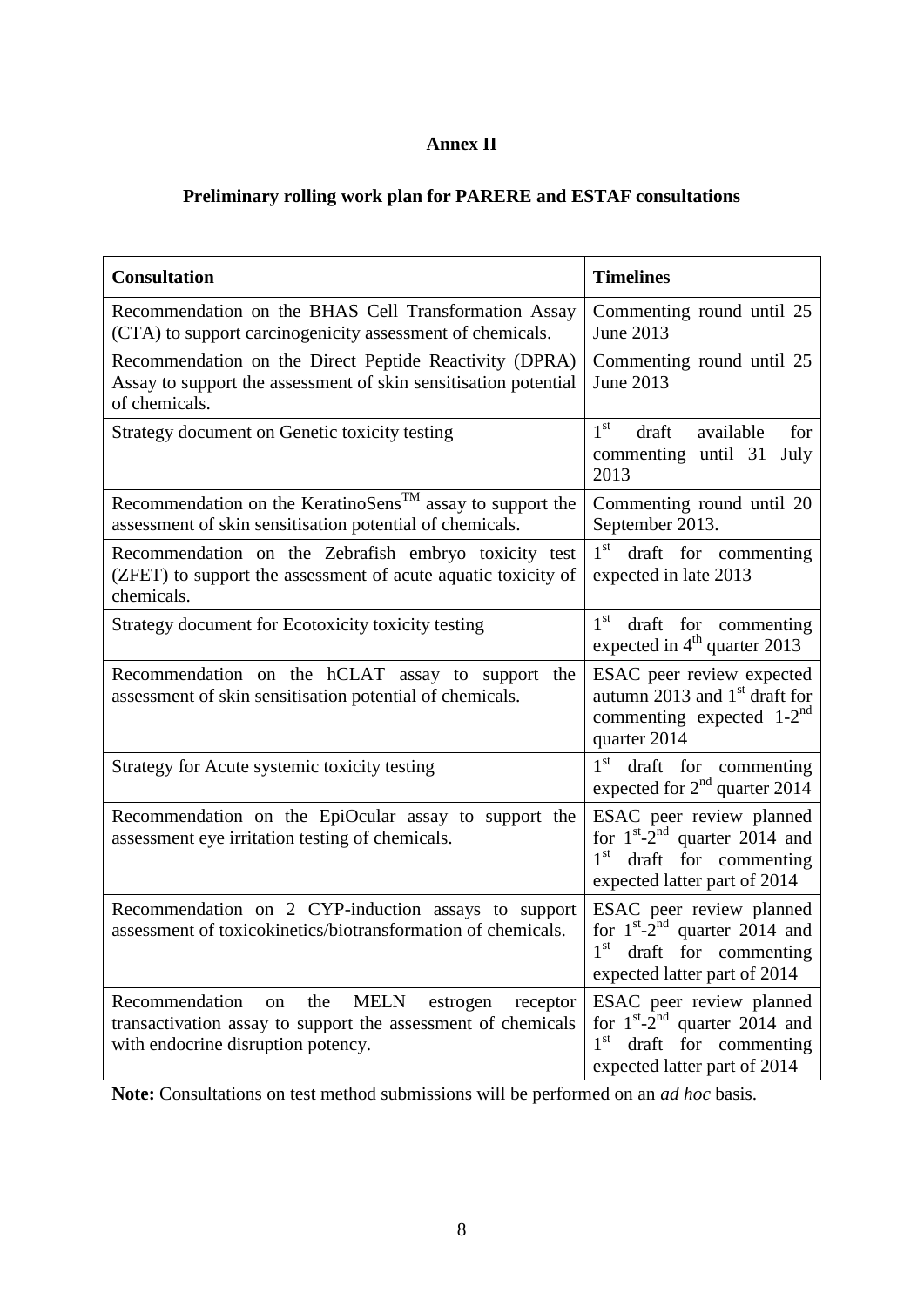**Annex II**

**Preliminary rolling work plan for PARERE and ESTAF consultations**

| **Consultation** | **Timelines** |
|---|---|
| Recommendation on the BHAS Cell Transformation Assay (CTA) to support carcinogenicity assessment of chemicals. | Commenting round until 25 June 2013 |
| Recommendation on the Direct Peptide Reactivity (DPRA) Assay to support the assessment of skin sensitisation potential of chemicals. | Commenting round until 25 June 2013 |
| Strategy document on Genetic toxicity testing | 1st draft available for commenting until 31 July 2013 |
| Recommendation on the KeratinoSens™ assay to support the assessment of skin sensitisation potential of chemicals. | Commenting round until 20 September 2013. |
| Recommendation on the Zebrafish embryo toxicity test (ZFET) to support the assessment of acute aquatic toxicity of chemicals. | 1st draft for commenting expected in late 2013 |
| Strategy document for Ecotoxicity toxicity testing | 1st draft for commenting expected in 4th quarter 2013 |
| Recommendation on the hCLAT assay to support the assessment of skin sensitisation potential of chemicals. | ESAC peer review expected autumn 2013 and 1st draft for commenting expected 1-2nd quarter 2014 |
| Strategy for Acute systemic toxicity testing | 1st draft for commenting expected for 2nd quarter 2014 |
| Recommendation on the EpiOcular assay to support the assessment eye irritation testing of chemicals. | ESAC peer review planned for 1st-2nd quarter 2014 and 1st draft for commenting expected latter part of 2014 |
| Recommendation on 2 CYP-induction assays to support assessment of toxicokinetics/biotransformation of chemicals. | ESAC peer review planned for 1st-2nd quarter 2014 and 1st draft for commenting expected latter part of 2014 |
| Recommendation on the MELN estrogen receptor transactivation assay to support the assessment of chemicals with endocrine disruption potency. | ESAC peer review planned for 1st-2nd quarter 2014 and 1st draft for commenting expected latter part of 2014 |

**Note:** Consultations on test method submissions will be performed on an *ad hoc* basis.